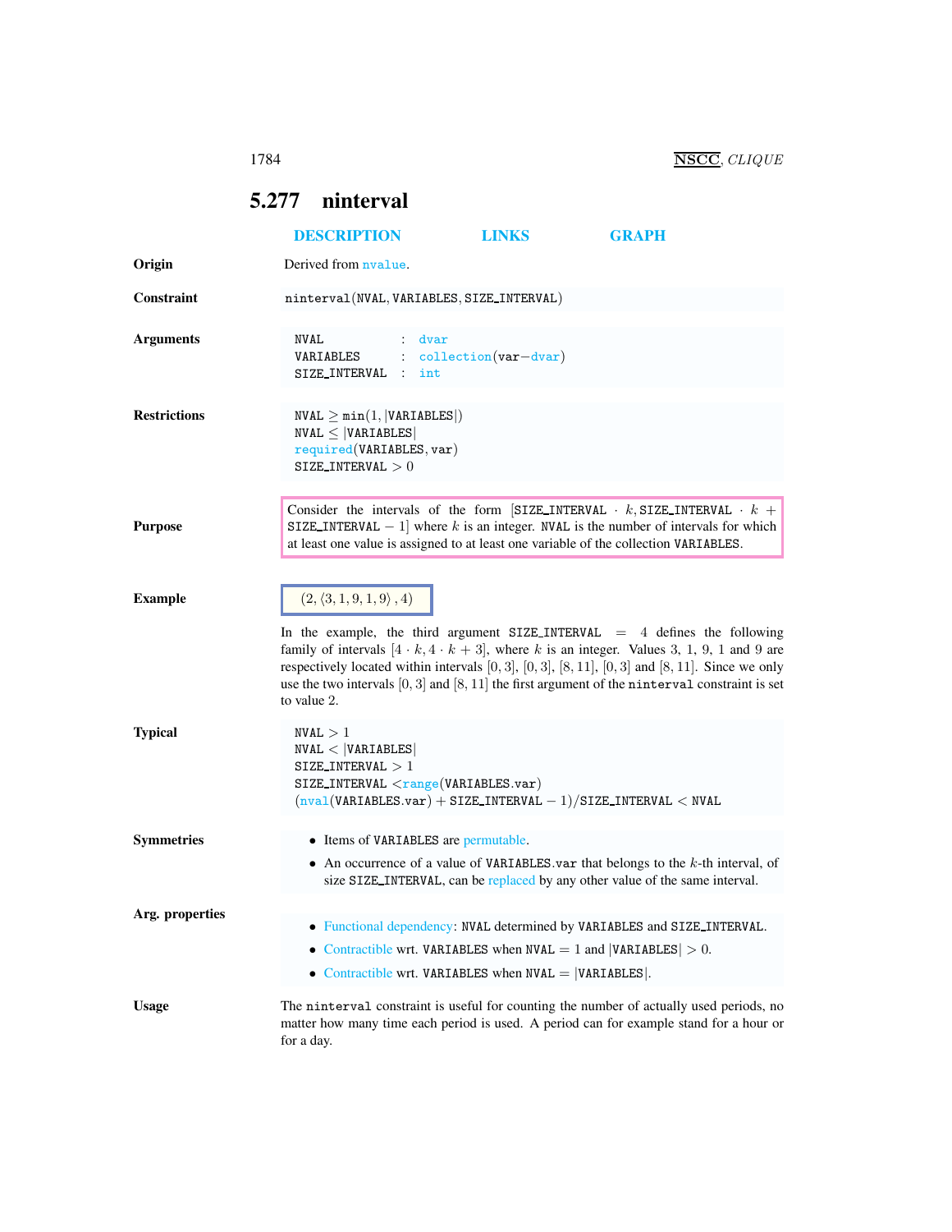## 5.277 ninterval

DESCRIPTION LINKS GRAPH

**Origin**

Derived from nvalue.

**Constraint**

ninterval(NVAL, VARIABLES, SIZE_INTERVAL)

**Arguments**

```
NVAL          : dvar
VARIABLES     : collection(var-dvar)
SIZE_INTERVAL : int
```

**Restrictions**

NVAL $\geq$ min(1, |VARIABLES|)
NVAL $\leq$ |VARIABLES|
required(VARIABLES, var)
SIZE_INTERVAL $> 0$

**Purpose**

Consider the intervals of the form [SIZE_INTERVAL $\cdot$ $k$, SIZE_INTERVAL $\cdot$ $k$ + SIZE_INTERVAL $- 1$] where $k$ is an integer. NVAL is the number of intervals for which at least one value is assigned to at least one variable of the collection VARIABLES.

**Example**

$(2, \langle 3, 1, 9, 1, 9 \rangle, 4)$

In the example, the third argument SIZE_INTERVAL $= 4$ defines the following family of intervals $[4 \cdot k, 4 \cdot k + 3]$, where $k$ is an integer. Values 3, 1, 9, 1 and 9 are respectively located within intervals $[0, 3]$, $[0, 3]$, $[8, 11]$, $[0, 3]$ and $[8, 11]$. Since we only use the two intervals $[0, 3]$ and $[8, 11]$ the first argument of the ninterval constraint is set to value 2.

**Typical**

NVAL $> 1$
NVAL $<$ |VARIABLES|
SIZE_INTERVAL $> 1$
SIZE_INTERVAL $<$range(VARIABLES.var)
(nval(VARIABLES.var) + SIZE_INTERVAL $- 1$)/SIZE_INTERVAL $<$ NVAL

**Symmetries**

- Items of VARIABLES are permutable.
- An occurrence of a value of VARIABLES.var that belongs to the $k$-th interval, of size SIZE_INTERVAL, can be replaced by any other value of the same interval.

**Arg. properties**

- Functional dependency: NVAL determined by VARIABLES and SIZE_INTERVAL.
- Contractible wrt. VARIABLES when NVAL $= 1$ and |VARIABLES| $> 0$.
- Contractible wrt. VARIABLES when NVAL $=$ |VARIABLES|.

**Usage**

The ninterval constraint is useful for counting the number of actually used periods, no matter how many time each period is used. A period can for example stand for a hour or for a day.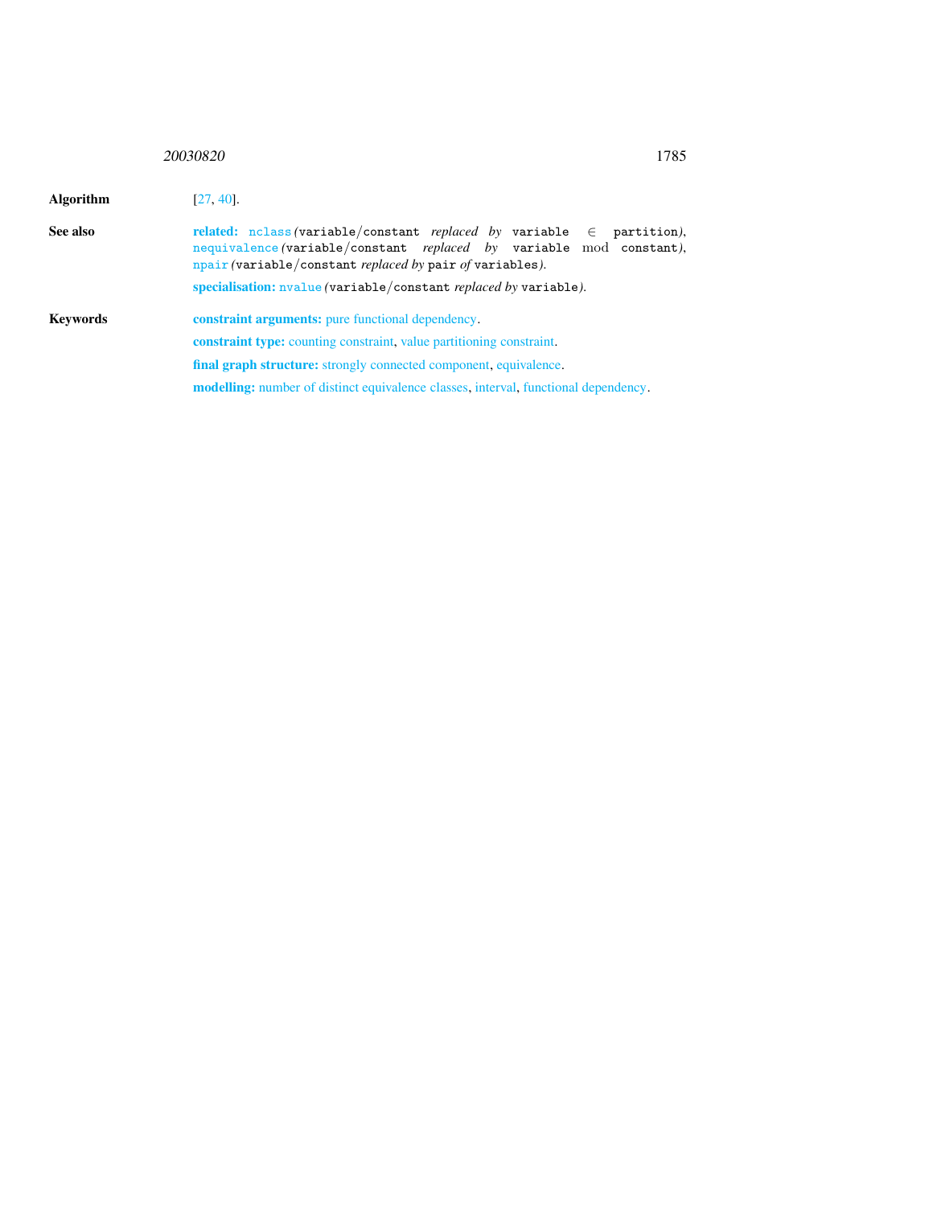**Algorithm** [27, 40].

**See also**

**related:** nclass (variable/constant *replaced by* variable $\in$ partition), nequivalence (variable/constant *replaced by* variable $\bmod$ constant), npair (variable/constant *replaced by* pair *of* variables).

**specialisation:** nvalue (variable/constant *replaced by* variable).

**Keywords**

**constraint arguments:** pure functional dependency.

**constraint type:** counting constraint, value partitioning constraint.

**final graph structure:** strongly connected component, equivalence.

**modelling:** number of distinct equivalence classes, interval, functional dependency.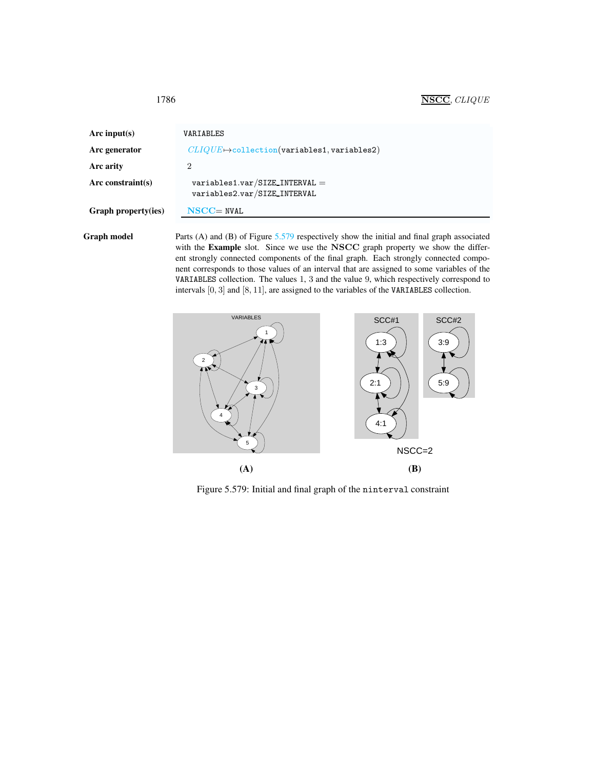| | |
|---|---|
| **Arc input(s)** | `VARIABLES` |
| **Arc generator** | *CLIQUE*$\mapsto$`collection(variables1, variables2)` |
| **Arc arity** | 2 |
| **Arc constraint(s)** | `variables1.var/SIZE_INTERVAL = variables2.var/SIZE_INTERVAL` |
| **Graph property(ies)** | **NSCC**= `NVAL` |

**Graph model** Parts (A) and (B) of Figure 5.579 respectively show the initial and final graph associated with the **Example** slot. Since we use the **NSCC** graph property we show the different strongly connected components of the final graph. Each strongly connected component corresponds to those values of an interval that are assigned to some variables of the `VARIABLES` collection. The values 1, 3 and the value 9, which respectively correspond to intervals $[0, 3]$ and $[8, 11]$, are assigned to the variables of the `VARIABLES` collection.

(A) (B)

Figure 5.579: Initial and final graph of the `ninterval` constraint